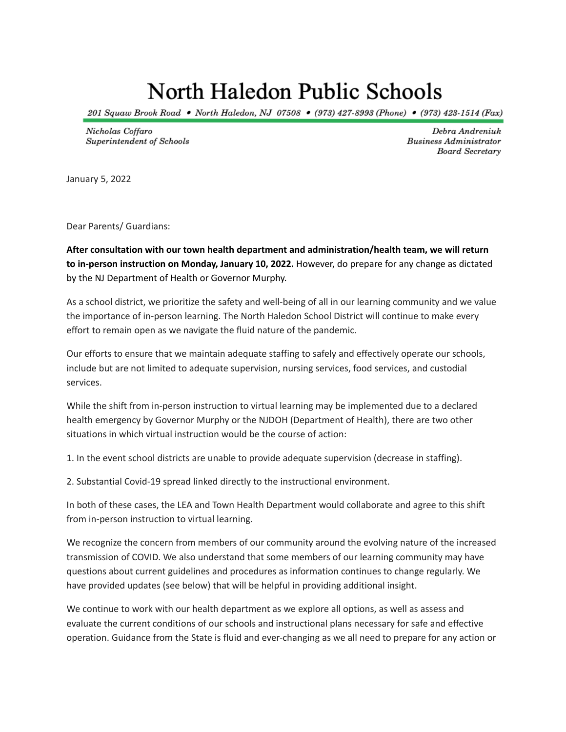# North Haledon Public Schools

*201 Squaw Brook Road • North Haledon, NJ 07508 • (973) 427-8993 (Phone) • (973) 423-1514 (Fax)*

*Nicholas Coffaro*
*Superintendent of Schools*

*Debra Andreniuk*
*Business Administrator*
*Board Secretary*

January 5, 2022

Dear Parents/ Guardians:

**After consultation with our town health department and administration/health team, we will return to in-person instruction on Monday, January 10, 2022.** However, do prepare for any change as dictated by the NJ Department of Health or Governor Murphy.

As a school district, we prioritize the safety and well-being of all in our learning community and we value the importance of in-person learning. The North Haledon School District will continue to make every effort to remain open as we navigate the fluid nature of the pandemic.

Our efforts to ensure that we maintain adequate staffing to safely and effectively operate our schools, include but are not limited to adequate supervision, nursing services, food services, and custodial services.

While the shift from in-person instruction to virtual learning may be implemented due to a declared health emergency by Governor Murphy or the NJDOH (Department of Health), there are two other situations in which virtual instruction would be the course of action:

1. In the event school districts are unable to provide adequate supervision (decrease in staffing).

2. Substantial Covid-19 spread linked directly to the instructional environment.

In both of these cases, the LEA and Town Health Department would collaborate and agree to this shift from in-person instruction to virtual learning.

We recognize the concern from members of our community around the evolving nature of the increased transmission of COVID. We also understand that some members of our learning community may have questions about current guidelines and procedures as information continues to change regularly. We have provided updates (see below) that will be helpful in providing additional insight.

We continue to work with our health department as we explore all options, as well as assess and evaluate the current conditions of our schools and instructional plans necessary for safe and effective operation. Guidance from the State is fluid and ever-changing as we all need to prepare for any action or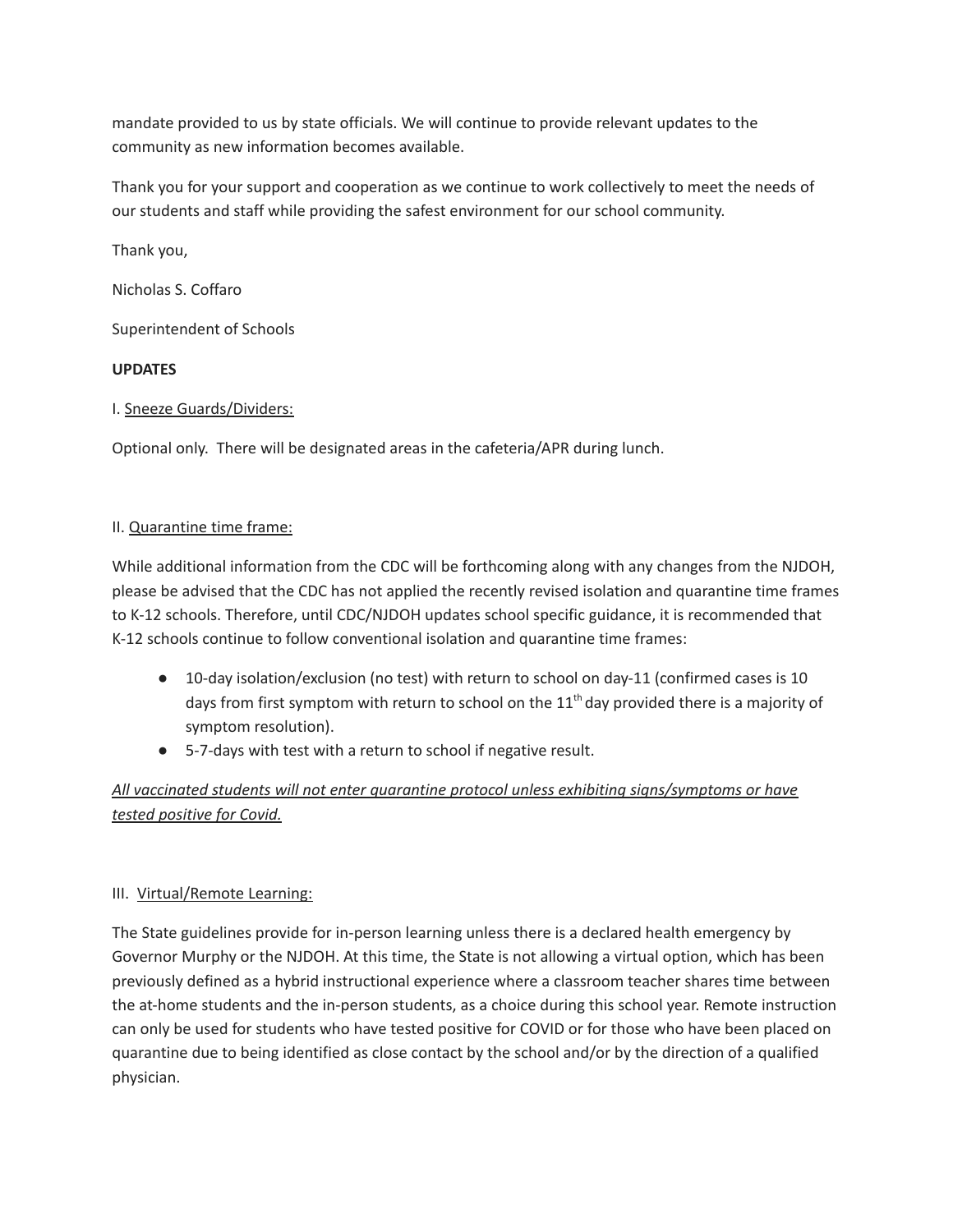mandate provided to us by state officials. We will continue to provide relevant updates to the community as new information becomes available.

Thank you for your support and cooperation as we continue to work collectively to meet the needs of our students and staff while providing the safest environment for our school community.

Thank you,

Nicholas S. Coffaro

Superintendent of Schools

**UPDATES**

I. <u>Sneeze Guards/Dividers:</u>

Optional only. There will be designated areas in the cafeteria/APR during lunch.

II. <u>Quarantine time frame:</u>

While additional information from the CDC will be forthcoming along with any changes from the NJDOH, please be advised that the CDC has not applied the recently revised isolation and quarantine time frames to K-12 schools. Therefore, until CDC/NJDOH updates school specific guidance, it is recommended that K-12 schools continue to follow conventional isolation and quarantine time frames:

- 10-day isolation/exclusion (no test) with return to school on day-11 (confirmed cases is 10 days from first symptom with return to school on the 11th day provided there is a majority of symptom resolution).
- 5-7-days with test with a return to school if negative result.

*<u>All vaccinated students will not enter quarantine protocol unless exhibiting signs/symptoms or have tested positive for Covid.</u>*

III. <u>Virtual/Remote Learning:</u>

The State guidelines provide for in-person learning unless there is a declared health emergency by Governor Murphy or the NJDOH. At this time, the State is not allowing a virtual option, which has been previously defined as a hybrid instructional experience where a classroom teacher shares time between the at-home students and the in-person students, as a choice during this school year. Remote instruction can only be used for students who have tested positive for COVID or for those who have been placed on quarantine due to being identified as close contact by the school and/or by the direction of a qualified physician.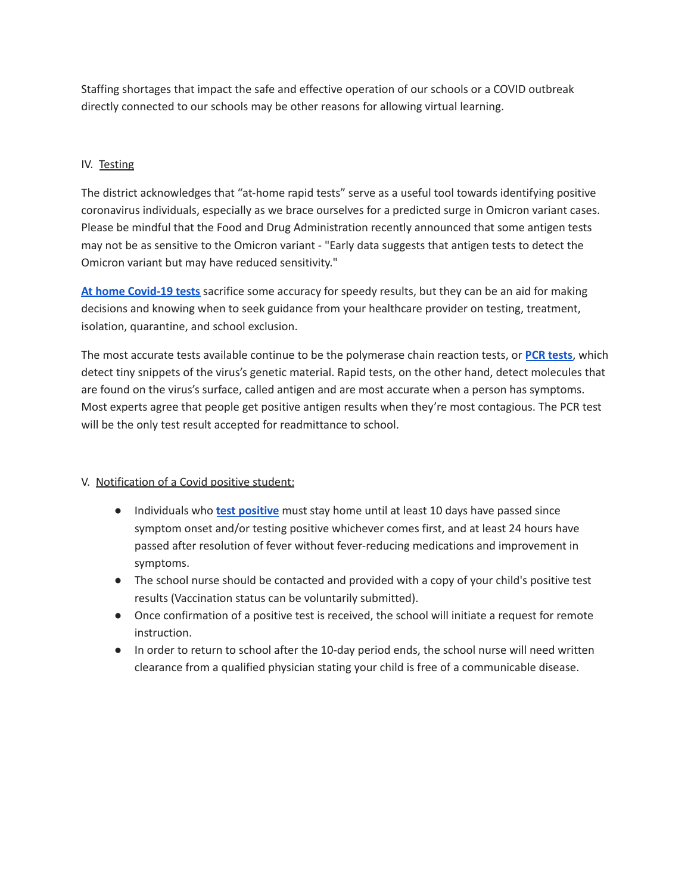Staffing shortages that impact the safe and effective operation of our schools or a COVID outbreak directly connected to our schools may be other reasons for allowing virtual learning.

## IV. Testing

The district acknowledges that "at-home rapid tests" serve as a useful tool towards identifying positive coronavirus individuals, especially as we brace ourselves for a predicted surge in Omicron variant cases. Please be mindful that the Food and Drug Administration recently announced that some antigen tests may not be as sensitive to the Omicron variant - "Early data suggests that antigen tests to detect the Omicron variant but may have reduced sensitivity."

**At home Covid-19 tests** sacrifice some accuracy for speedy results, but they can be an aid for making decisions and knowing when to seek guidance from your healthcare provider on testing, treatment, isolation, quarantine, and school exclusion.

The most accurate tests available continue to be the polymerase chain reaction tests, or **PCR tests**, which detect tiny snippets of the virus's genetic material. Rapid tests, on the other hand, detect molecules that are found on the virus's surface, called antigen and are most accurate when a person has symptoms. Most experts agree that people get positive antigen results when they're most contagious. The PCR test will be the only test result accepted for readmittance to school.

## V. Notification of a Covid positive student:

- Individuals who **test positive** must stay home until at least 10 days have passed since symptom onset and/or testing positive whichever comes first, and at least 24 hours have passed after resolution of fever without fever-reducing medications and improvement in symptoms.
- The school nurse should be contacted and provided with a copy of your child's positive test results (Vaccination status can be voluntarily submitted).
- Once confirmation of a positive test is received, the school will initiate a request for remote instruction.
- In order to return to school after the 10-day period ends, the school nurse will need written clearance from a qualified physician stating your child is free of a communicable disease.